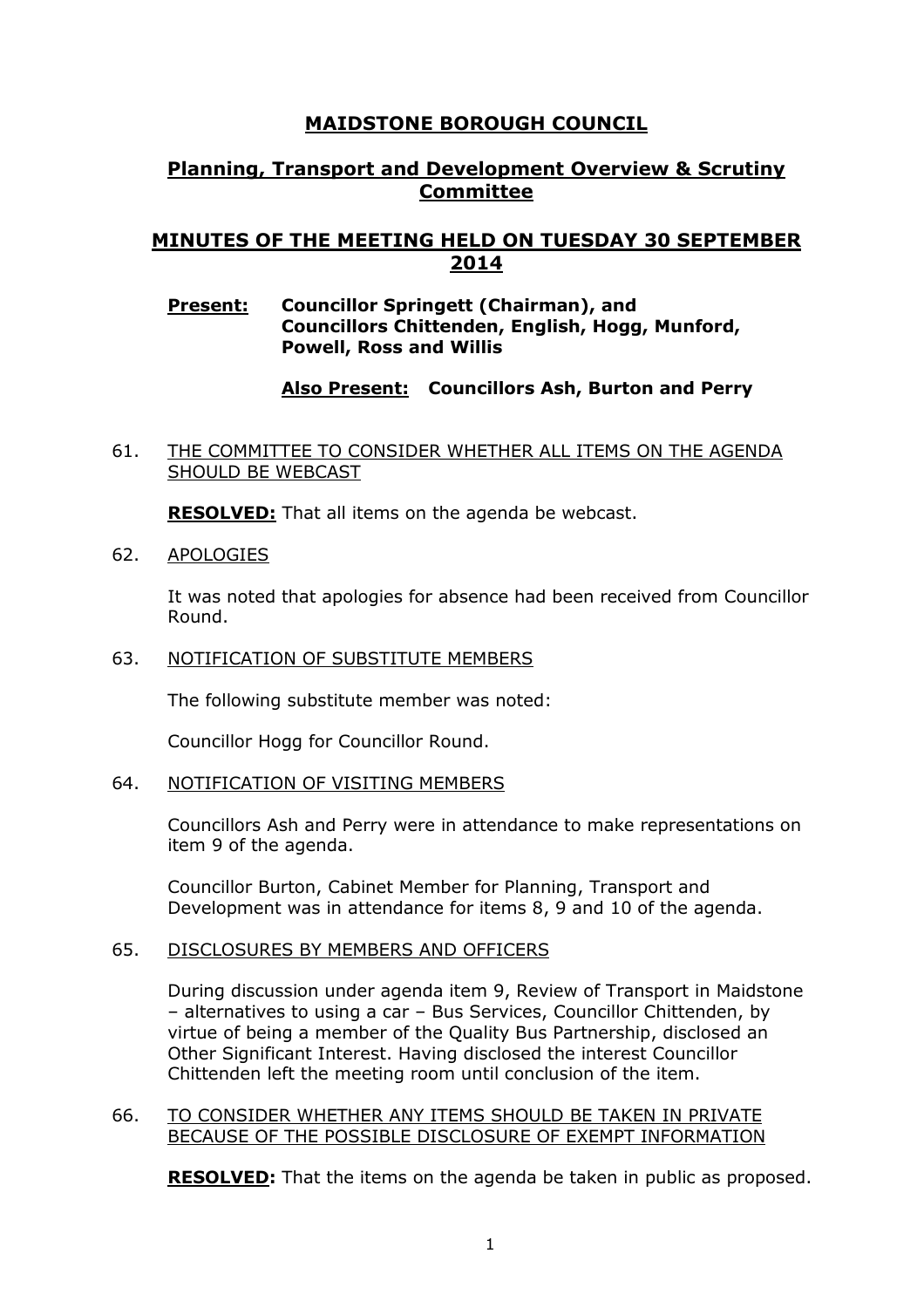# MAIDSTONE BOROUGH COUNCIL

## Planning, Transport and Development Overview & Scrutiny Committee

## MINUTES OF THE MEETING HELD ON TUESDAY 30 SEPTEMBER 2014

**Present:** **Councillor Springett (Chairman), and Councillors Chittenden, English, Hogg, Munford, Powell, Ross and Willis**

**Also Present:** **Councillors Ash, Burton and Perry**

61. THE COMMITTEE TO CONSIDER WHETHER ALL ITEMS ON THE AGENDA SHOULD BE WEBCAST

    **RESOLVED:** That all items on the agenda be webcast.

62. APOLOGIES

    It was noted that apologies for absence had been received from Councillor Round.

63. NOTIFICATION OF SUBSTITUTE MEMBERS

    The following substitute member was noted:

    Councillor Hogg for Councillor Round.

64. NOTIFICATION OF VISITING MEMBERS

    Councillors Ash and Perry were in attendance to make representations on item 9 of the agenda.

    Councillor Burton, Cabinet Member for Planning, Transport and Development was in attendance for items 8, 9 and 10 of the agenda.

65. DISCLOSURES BY MEMBERS AND OFFICERS

    During discussion under agenda item 9, Review of Transport in Maidstone – alternatives to using a car – Bus Services, Councillor Chittenden, by virtue of being a member of the Quality Bus Partnership, disclosed an Other Significant Interest. Having disclosed the interest Councillor Chittenden left the meeting room until conclusion of the item.

66. TO CONSIDER WHETHER ANY ITEMS SHOULD BE TAKEN IN PRIVATE BECAUSE OF THE POSSIBLE DISCLOSURE OF EXEMPT INFORMATION

    **RESOLVED:** That the items on the agenda be taken in public as proposed.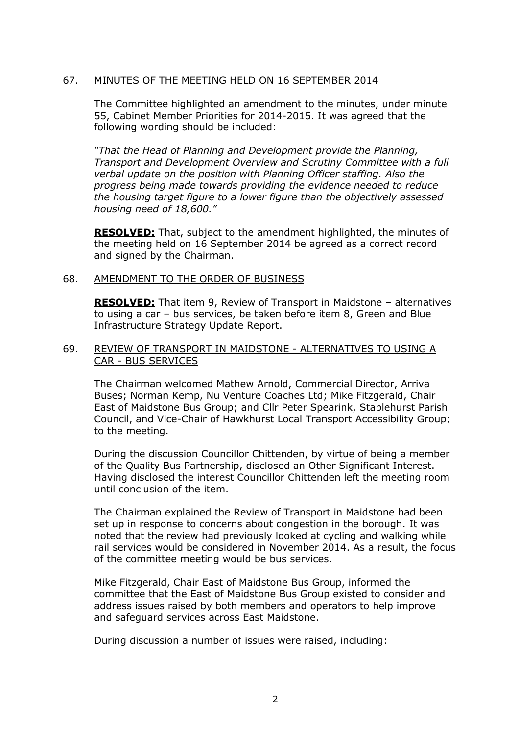## 67. MINUTES OF THE MEETING HELD ON 16 SEPTEMBER 2014

The Committee highlighted an amendment to the minutes, under minute 55, Cabinet Member Priorities for 2014-2015. It was agreed that the following wording should be included:

*"That the Head of Planning and Development provide the Planning, Transport and Development Overview and Scrutiny Committee with a full verbal update on the position with Planning Officer staffing. Also the progress being made towards providing the evidence needed to reduce the housing target figure to a lower figure than the objectively assessed housing need of 18,600."*

**RESOLVED:** That, subject to the amendment highlighted, the minutes of the meeting held on 16 September 2014 be agreed as a correct record and signed by the Chairman.

## 68. AMENDMENT TO THE ORDER OF BUSINESS

**RESOLVED:** That item 9, Review of Transport in Maidstone – alternatives to using a car – bus services, be taken before item 8, Green and Blue Infrastructure Strategy Update Report.

## 69. REVIEW OF TRANSPORT IN MAIDSTONE - ALTERNATIVES TO USING A CAR - BUS SERVICES

The Chairman welcomed Mathew Arnold, Commercial Director, Arriva Buses; Norman Kemp, Nu Venture Coaches Ltd; Mike Fitzgerald, Chair East of Maidstone Bus Group; and Cllr Peter Spearink, Staplehurst Parish Council, and Vice-Chair of Hawkhurst Local Transport Accessibility Group; to the meeting.

During the discussion Councillor Chittenden, by virtue of being a member of the Quality Bus Partnership, disclosed an Other Significant Interest. Having disclosed the interest Councillor Chittenden left the meeting room until conclusion of the item.

The Chairman explained the Review of Transport in Maidstone had been set up in response to concerns about congestion in the borough. It was noted that the review had previously looked at cycling and walking while rail services would be considered in November 2014. As a result, the focus of the committee meeting would be bus services.

Mike Fitzgerald, Chair East of Maidstone Bus Group, informed the committee that the East of Maidstone Bus Group existed to consider and address issues raised by both members and operators to help improve and safeguard services across East Maidstone.

During discussion a number of issues were raised, including: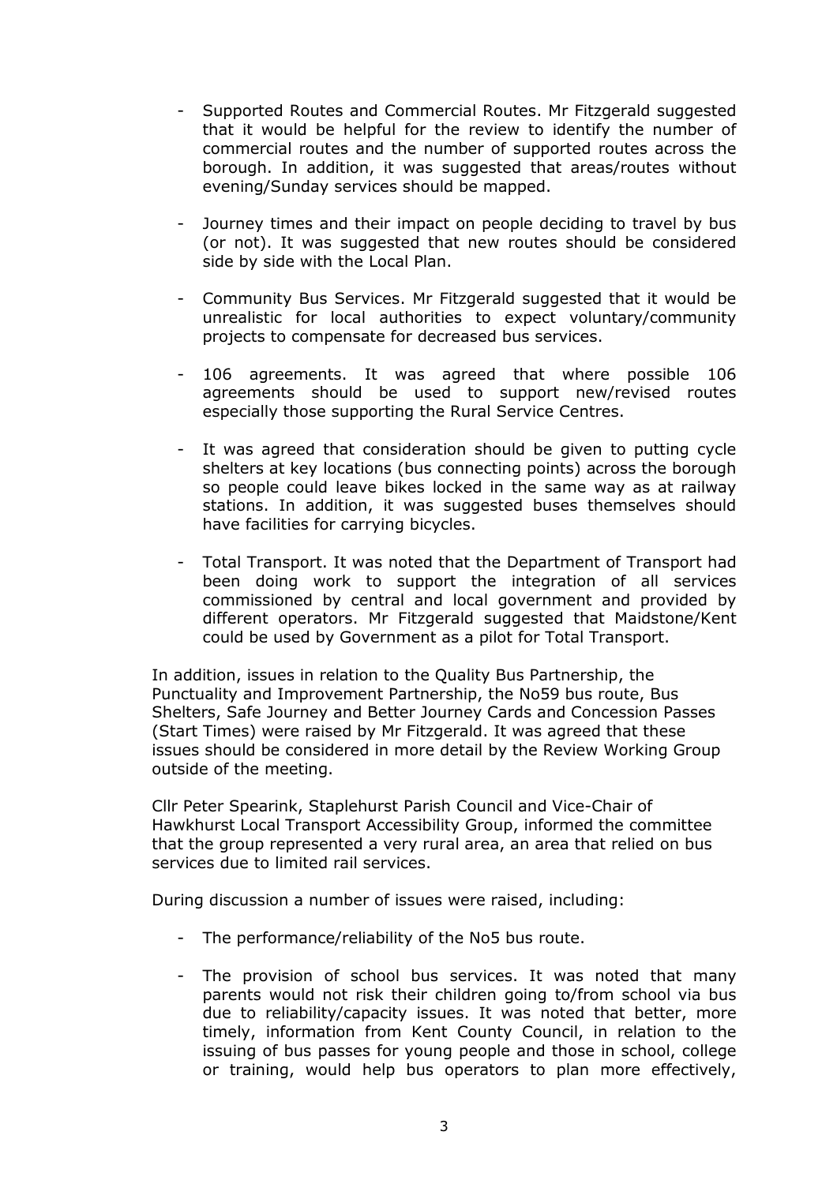- Supported Routes and Commercial Routes. Mr Fitzgerald suggested that it would be helpful for the review to identify the number of commercial routes and the number of supported routes across the borough. In addition, it was suggested that areas/routes without evening/Sunday services should be mapped.

- Journey times and their impact on people deciding to travel by bus (or not). It was suggested that new routes should be considered side by side with the Local Plan.

- Community Bus Services. Mr Fitzgerald suggested that it would be unrealistic for local authorities to expect voluntary/community projects to compensate for decreased bus services.

- 106 agreements. It was agreed that where possible 106 agreements should be used to support new/revised routes especially those supporting the Rural Service Centres.

- It was agreed that consideration should be given to putting cycle shelters at key locations (bus connecting points) across the borough so people could leave bikes locked in the same way as at railway stations. In addition, it was suggested buses themselves should have facilities for carrying bicycles.

- Total Transport. It was noted that the Department of Transport had been doing work to support the integration of all services commissioned by central and local government and provided by different operators. Mr Fitzgerald suggested that Maidstone/Kent could be used by Government as a pilot for Total Transport.

In addition, issues in relation to the Quality Bus Partnership, the Punctuality and Improvement Partnership, the No59 bus route, Bus Shelters, Safe Journey and Better Journey Cards and Concession Passes (Start Times) were raised by Mr Fitzgerald. It was agreed that these issues should be considered in more detail by the Review Working Group outside of the meeting.

Cllr Peter Spearink, Staplehurst Parish Council and Vice-Chair of Hawkhurst Local Transport Accessibility Group, informed the committee that the group represented a very rural area, an area that relied on bus services due to limited rail services.

During discussion a number of issues were raised, including:

- The performance/reliability of the No5 bus route.

- The provision of school bus services. It was noted that many parents would not risk their children going to/from school via bus due to reliability/capacity issues. It was noted that better, more timely, information from Kent County Council, in relation to the issuing of bus passes for young people and those in school, college or training, would help bus operators to plan more effectively,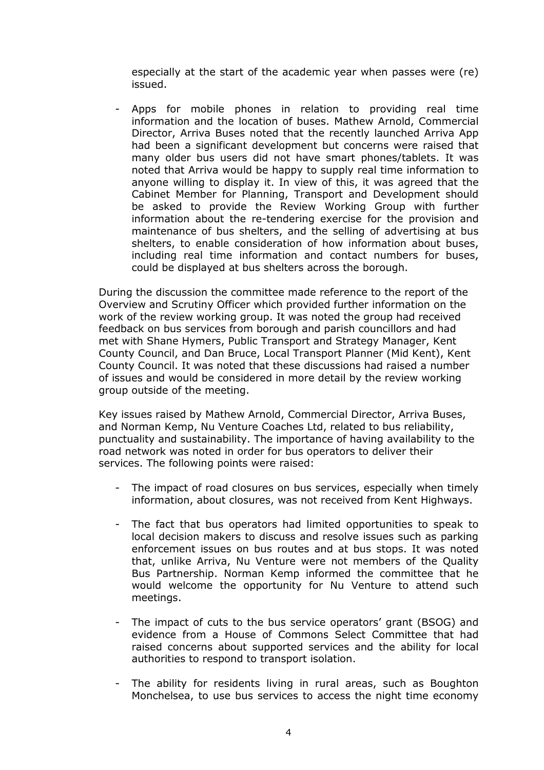especially at the start of the academic year when passes were (re) issued.

- Apps for mobile phones in relation to providing real time information and the location of buses. Mathew Arnold, Commercial Director, Arriva Buses noted that the recently launched Arriva App had been a significant development but concerns were raised that many older bus users did not have smart phones/tablets. It was noted that Arriva would be happy to supply real time information to anyone willing to display it. In view of this, it was agreed that the Cabinet Member for Planning, Transport and Development should be asked to provide the Review Working Group with further information about the re-tendering exercise for the provision and maintenance of bus shelters, and the selling of advertising at bus shelters, to enable consideration of how information about buses, including real time information and contact numbers for buses, could be displayed at bus shelters across the borough.

During the discussion the committee made reference to the report of the Overview and Scrutiny Officer which provided further information on the work of the review working group. It was noted the group had received feedback on bus services from borough and parish councillors and had met with Shane Hymers, Public Transport and Strategy Manager, Kent County Council, and Dan Bruce, Local Transport Planner (Mid Kent), Kent County Council. It was noted that these discussions had raised a number of issues and would be considered in more detail by the review working group outside of the meeting.

Key issues raised by Mathew Arnold, Commercial Director, Arriva Buses, and Norman Kemp, Nu Venture Coaches Ltd, related to bus reliability, punctuality and sustainability. The importance of having availability to the road network was noted in order for bus operators to deliver their services. The following points were raised:

- The impact of road closures on bus services, especially when timely information, about closures, was not received from Kent Highways.

- The fact that bus operators had limited opportunities to speak to local decision makers to discuss and resolve issues such as parking enforcement issues on bus routes and at bus stops. It was noted that, unlike Arriva, Nu Venture were not members of the Quality Bus Partnership. Norman Kemp informed the committee that he would welcome the opportunity for Nu Venture to attend such meetings.

- The impact of cuts to the bus service operators' grant (BSOG) and evidence from a House of Commons Select Committee that had raised concerns about supported services and the ability for local authorities to respond to transport isolation.

- The ability for residents living in rural areas, such as Boughton Monchelsea, to use bus services to access the night time economy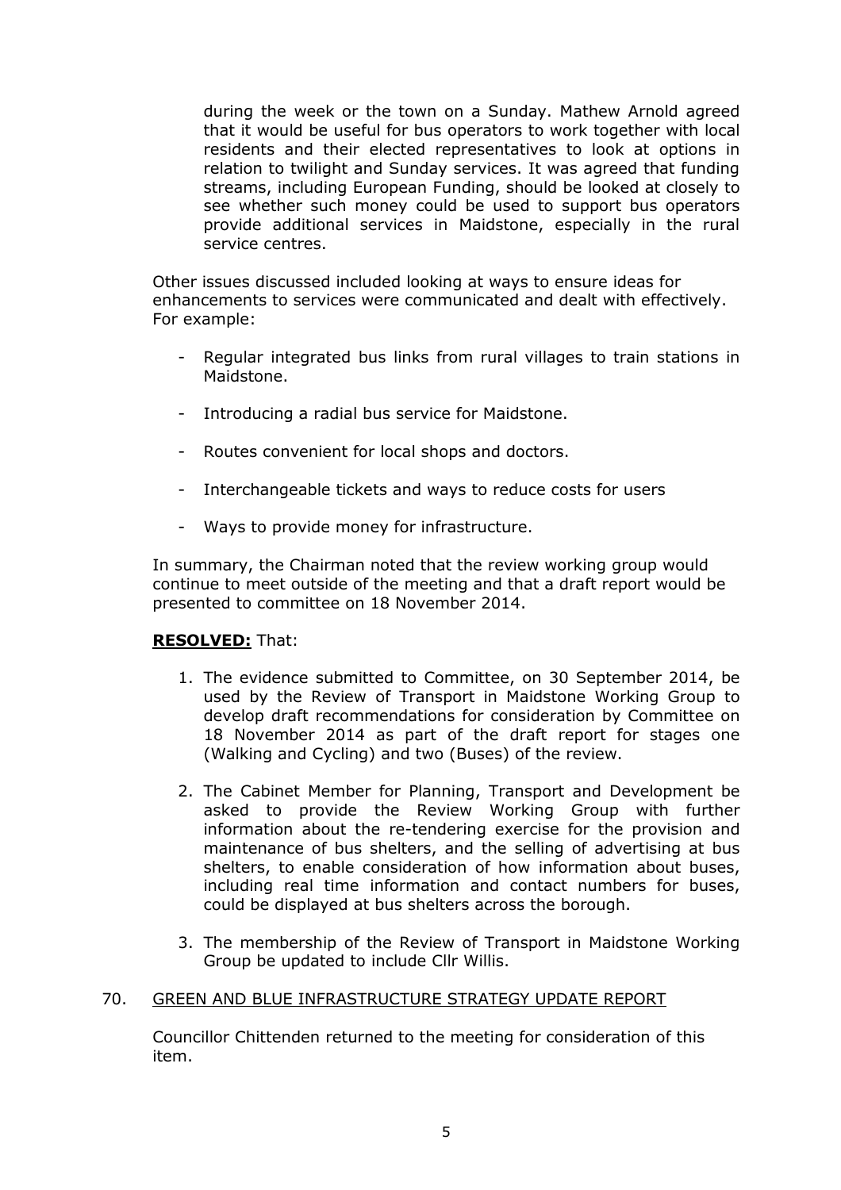during the week or the town on a Sunday. Mathew Arnold agreed that it would be useful for bus operators to work together with local residents and their elected representatives to look at options in relation to twilight and Sunday services. It was agreed that funding streams, including European Funding, should be looked at closely to see whether such money could be used to support bus operators provide additional services in Maidstone, especially in the rural service centres.

Other issues discussed included looking at ways to ensure ideas for enhancements to services were communicated and dealt with effectively. For example:

- Regular integrated bus links from rural villages to train stations in Maidstone.
- Introducing a radial bus service for Maidstone.
- Routes convenient for local shops and doctors.
- Interchangeable tickets and ways to reduce costs for users
- Ways to provide money for infrastructure.

In summary, the Chairman noted that the review working group would continue to meet outside of the meeting and that a draft report would be presented to committee on 18 November 2014.

**RESOLVED:** That:

1. The evidence submitted to Committee, on 30 September 2014, be used by the Review of Transport in Maidstone Working Group to develop draft recommendations for consideration by Committee on 18 November 2014 as part of the draft report for stages one (Walking and Cycling) and two (Buses) of the review.
2. The Cabinet Member for Planning, Transport and Development be asked to provide the Review Working Group with further information about the re-tendering exercise for the provision and maintenance of bus shelters, and the selling of advertising at bus shelters, to enable consideration of how information about buses, including real time information and contact numbers for buses, could be displayed at bus shelters across the borough.
3. The membership of the Review of Transport in Maidstone Working Group be updated to include Cllr Willis.

## 70. GREEN AND BLUE INFRASTRUCTURE STRATEGY UPDATE REPORT

Councillor Chittenden returned to the meeting for consideration of this item.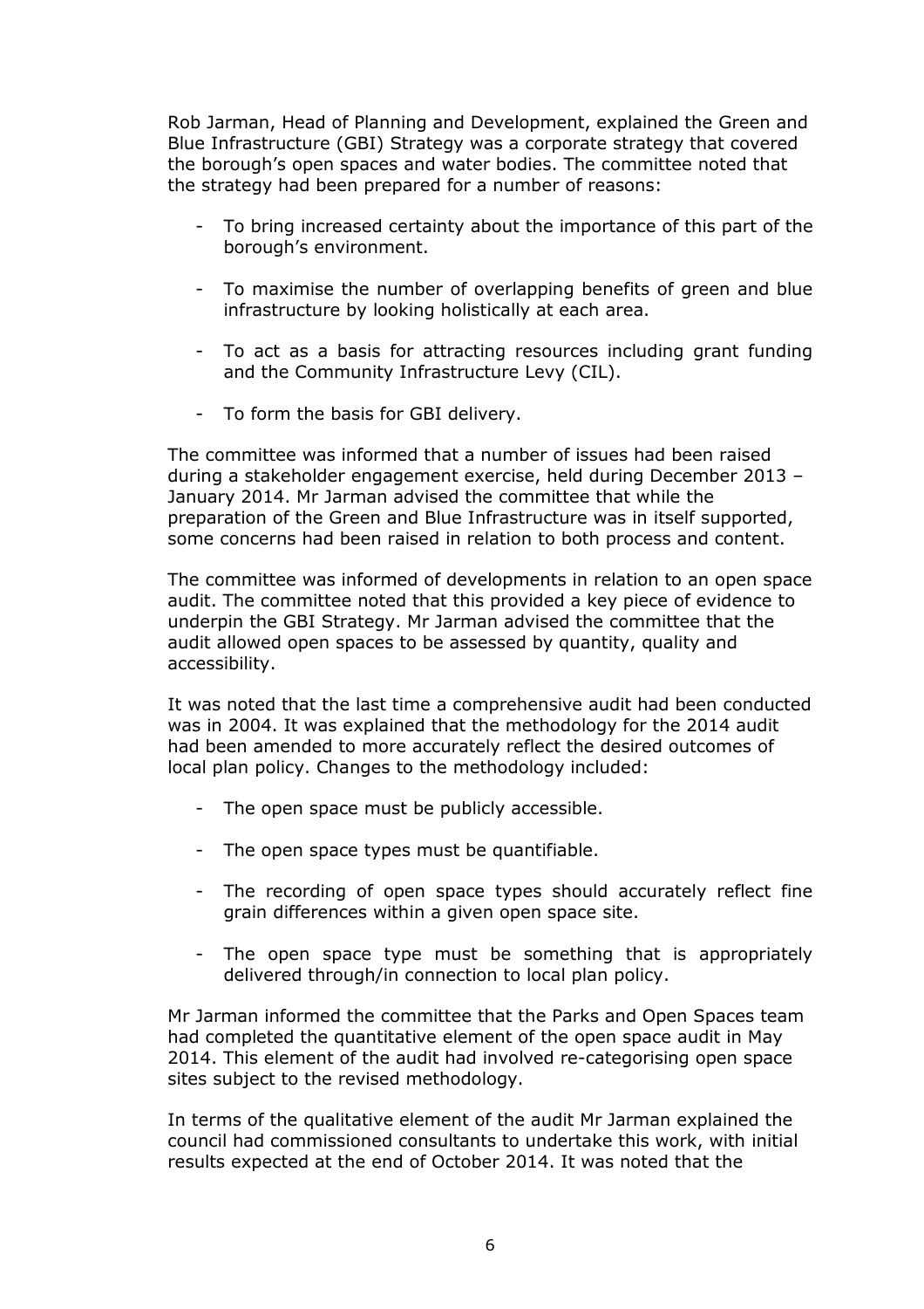Rob Jarman, Head of Planning and Development, explained the Green and Blue Infrastructure (GBI) Strategy was a corporate strategy that covered the borough's open spaces and water bodies. The committee noted that the strategy had been prepared for a number of reasons:

- To bring increased certainty about the importance of this part of the borough's environment.
- To maximise the number of overlapping benefits of green and blue infrastructure by looking holistically at each area.
- To act as a basis for attracting resources including grant funding and the Community Infrastructure Levy (CIL).
- To form the basis for GBI delivery.

The committee was informed that a number of issues had been raised during a stakeholder engagement exercise, held during December 2013 – January 2014. Mr Jarman advised the committee that while the preparation of the Green and Blue Infrastructure was in itself supported, some concerns had been raised in relation to both process and content.

The committee was informed of developments in relation to an open space audit. The committee noted that this provided a key piece of evidence to underpin the GBI Strategy. Mr Jarman advised the committee that the audit allowed open spaces to be assessed by quantity, quality and accessibility.

It was noted that the last time a comprehensive audit had been conducted was in 2004. It was explained that the methodology for the 2014 audit had been amended to more accurately reflect the desired outcomes of local plan policy. Changes to the methodology included:

- The open space must be publicly accessible.
- The open space types must be quantifiable.
- The recording of open space types should accurately reflect fine grain differences within a given open space site.
- The open space type must be something that is appropriately delivered through/in connection to local plan policy.

Mr Jarman informed the committee that the Parks and Open Spaces team had completed the quantitative element of the open space audit in May 2014. This element of the audit had involved re-categorising open space sites subject to the revised methodology.

In terms of the qualitative element of the audit Mr Jarman explained the council had commissioned consultants to undertake this work, with initial results expected at the end of October 2014. It was noted that the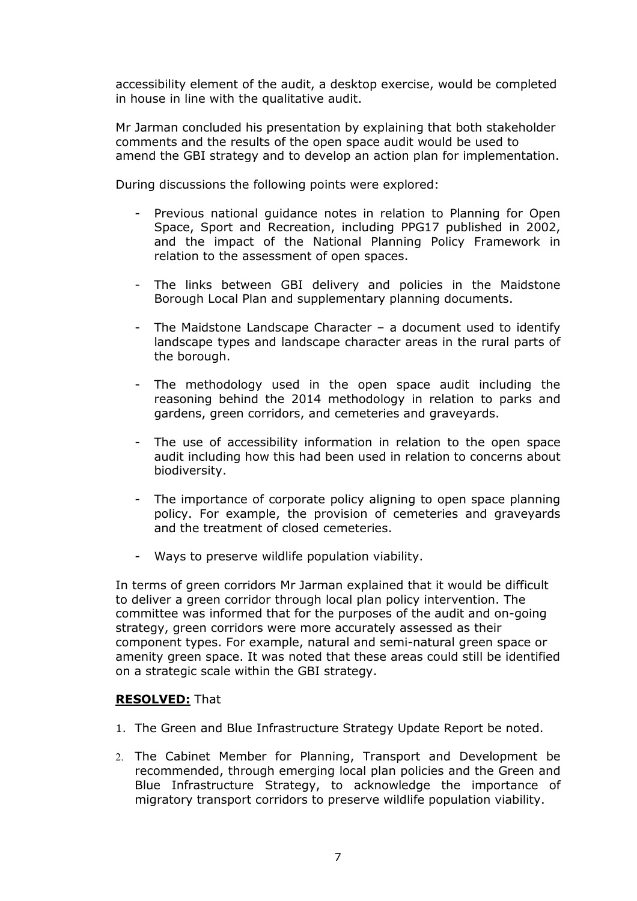accessibility element of the audit, a desktop exercise, would be completed in house in line with the qualitative audit.

Mr Jarman concluded his presentation by explaining that both stakeholder comments and the results of the open space audit would be used to amend the GBI strategy and to develop an action plan for implementation.

During discussions the following points were explored:

- Previous national guidance notes in relation to Planning for Open Space, Sport and Recreation, including PPG17 published in 2002, and the impact of the National Planning Policy Framework in relation to the assessment of open spaces.

- The links between GBI delivery and policies in the Maidstone Borough Local Plan and supplementary planning documents.

- The Maidstone Landscape Character – a document used to identify landscape types and landscape character areas in the rural parts of the borough.

- The methodology used in the open space audit including the reasoning behind the 2014 methodology in relation to parks and gardens, green corridors, and cemeteries and graveyards.

- The use of accessibility information in relation to the open space audit including how this had been used in relation to concerns about biodiversity.

- The importance of corporate policy aligning to open space planning policy. For example, the provision of cemeteries and graveyards and the treatment of closed cemeteries.

- Ways to preserve wildlife population viability.

In terms of green corridors Mr Jarman explained that it would be difficult to deliver a green corridor through local plan policy intervention. The committee was informed that for the purposes of the audit and on-going strategy, green corridors were more accurately assessed as their component types. For example, natural and semi-natural green space or amenity green space. It was noted that these areas could still be identified on a strategic scale within the GBI strategy.

**RESOLVED:** That

1. The Green and Blue Infrastructure Strategy Update Report be noted.

2. The Cabinet Member for Planning, Transport and Development be recommended, through emerging local plan policies and the Green and Blue Infrastructure Strategy, to acknowledge the importance of migratory transport corridors to preserve wildlife population viability.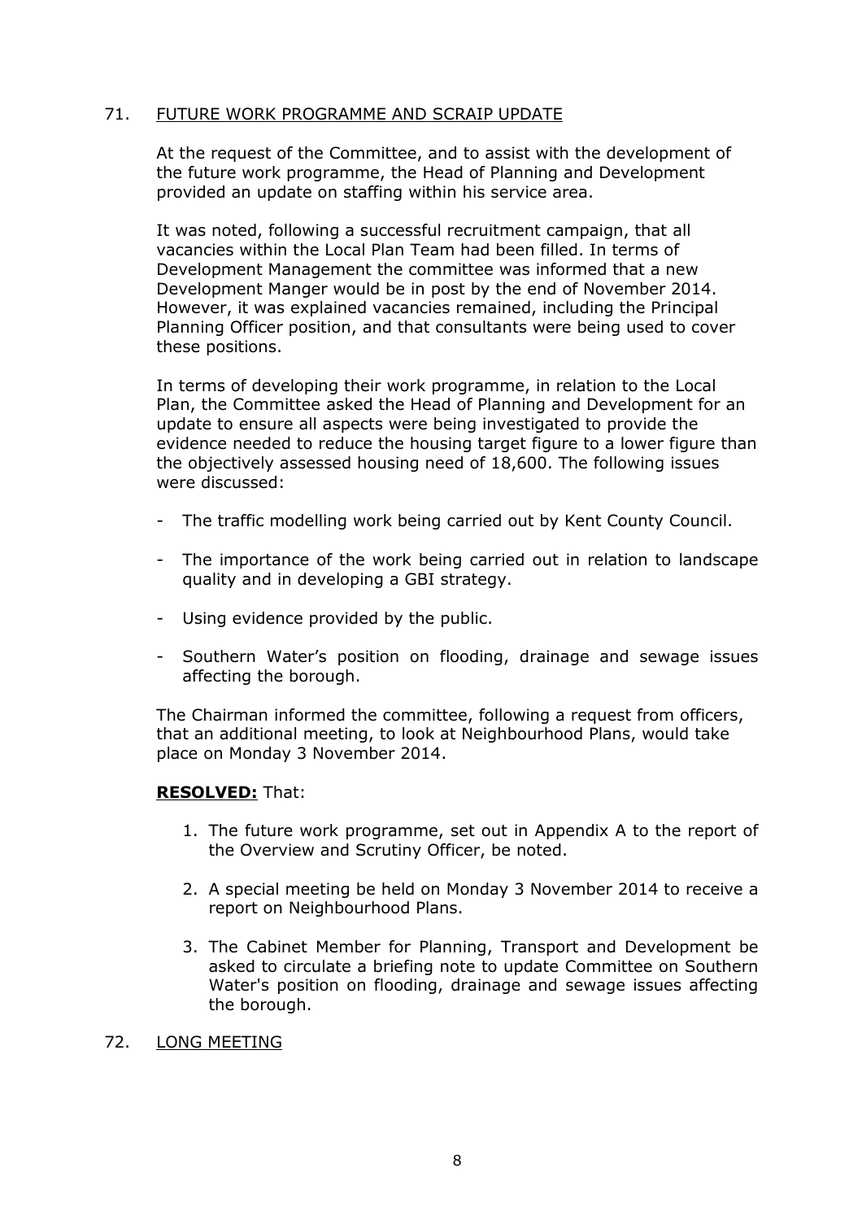## 71. FUTURE WORK PROGRAMME AND SCRAIP UPDATE

At the request of the Committee, and to assist with the development of the future work programme, the Head of Planning and Development provided an update on staffing within his service area.

It was noted, following a successful recruitment campaign, that all vacancies within the Local Plan Team had been filled. In terms of Development Management the committee was informed that a new Development Manger would be in post by the end of November 2014. However, it was explained vacancies remained, including the Principal Planning Officer position, and that consultants were being used to cover these positions.

In terms of developing their work programme, in relation to the Local Plan, the Committee asked the Head of Planning and Development for an update to ensure all aspects were being investigated to provide the evidence needed to reduce the housing target figure to a lower figure than the objectively assessed housing need of 18,600. The following issues were discussed:

- The traffic modelling work being carried out by Kent County Council.
- The importance of the work being carried out in relation to landscape quality and in developing a GBI strategy.
- Using evidence provided by the public.
- Southern Water's position on flooding, drainage and sewage issues affecting the borough.

The Chairman informed the committee, following a request from officers, that an additional meeting, to look at Neighbourhood Plans, would take place on Monday 3 November 2014.

**RESOLVED:** That:

1. The future work programme, set out in Appendix A to the report of the Overview and Scrutiny Officer, be noted.
2. A special meeting be held on Monday 3 November 2014 to receive a report on Neighbourhood Plans.
3. The Cabinet Member for Planning, Transport and Development be asked to circulate a briefing note to update Committee on Southern Water's position on flooding, drainage and sewage issues affecting the borough.

## 72. LONG MEETING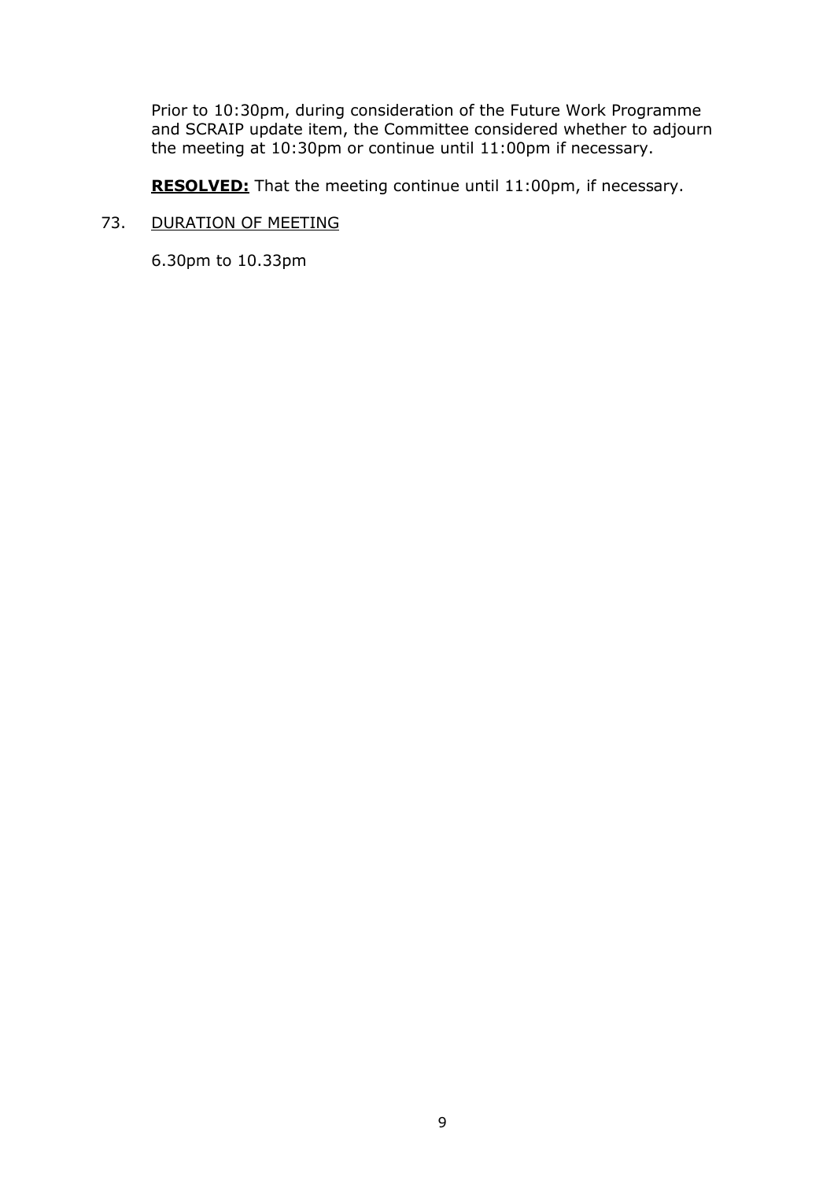Prior to 10:30pm, during consideration of the Future Work Programme and SCRAIP update item, the Committee considered whether to adjourn the meeting at 10:30pm or continue until 11:00pm if necessary.

**RESOLVED:** That the meeting continue until 11:00pm, if necessary.

73. DURATION OF MEETING

6.30pm to 10.33pm